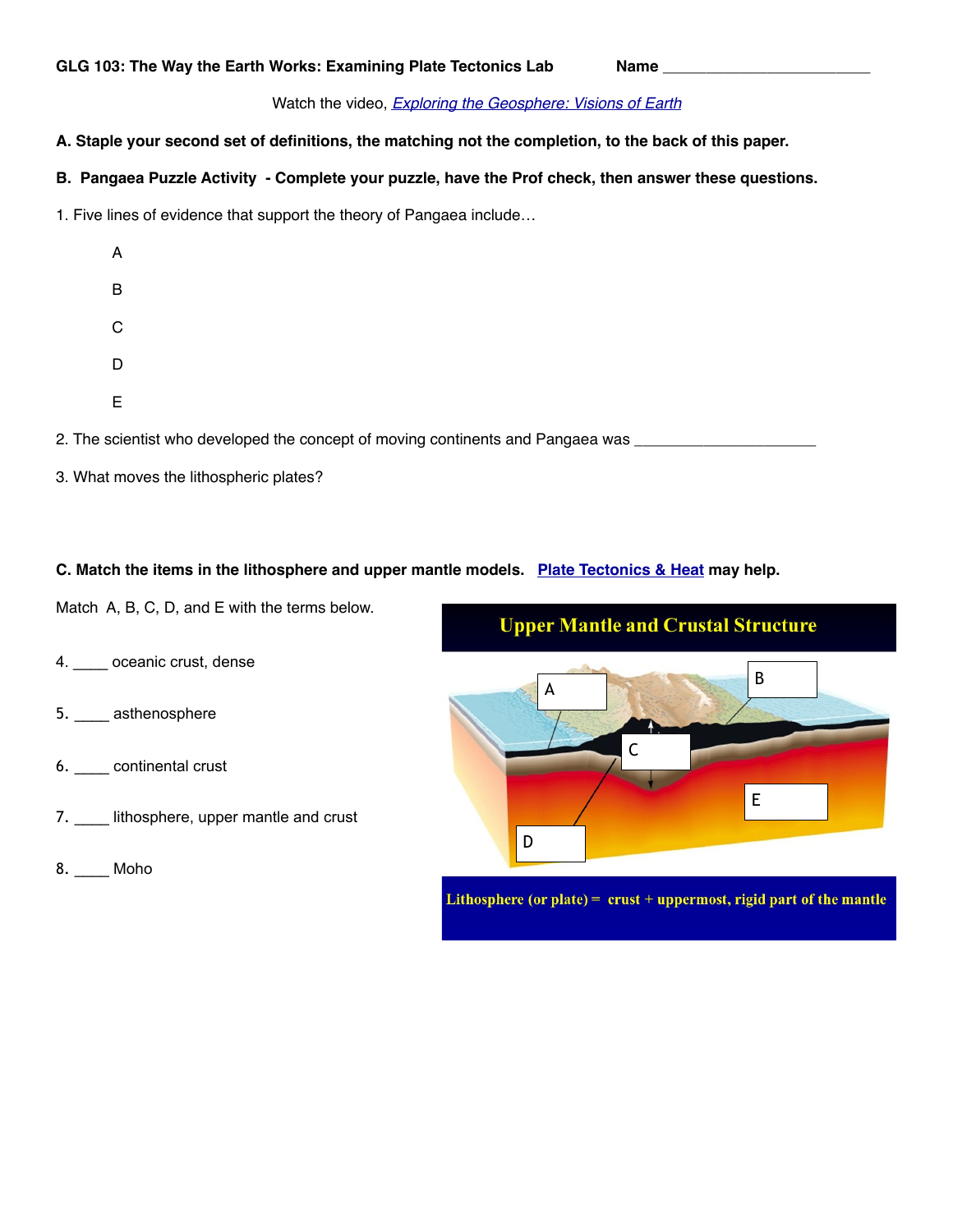**GLG 103: The Way the Earth Works: Examining Plate Tectonics Lab** **Name** ________________________

Watch the video, *Exploring the Geosphere: Visions of Earth*

**A. Staple your second set of definitions, the matching not the completion, to the back of this paper.**

**B. Pangaea Puzzle Activity - Complete your puzzle, have the Prof check, then answer these questions.**

1. Five lines of evidence that support the theory of Pangaea include…

A

B

C

D

E

2. The scientist who developed the concept of moving continents and Pangaea was ____________________

3. What moves the lithospheric plates?

**C. Match the items in the lithosphere and upper mantle models. Plate Tectonics & Heat may help.**

Match A, B, C, D, and E with the terms below.

4. ____ oceanic crust, dense

5. ____ asthenosphere

6. ____ continental crust

7. ____ lithosphere, upper mantle and crust

8. ____ Moho

Upper Mantle and Crustal Structure

A

B

C

D

E

Lithosphere (or plate) = crust + uppermost, rigid part of the mantle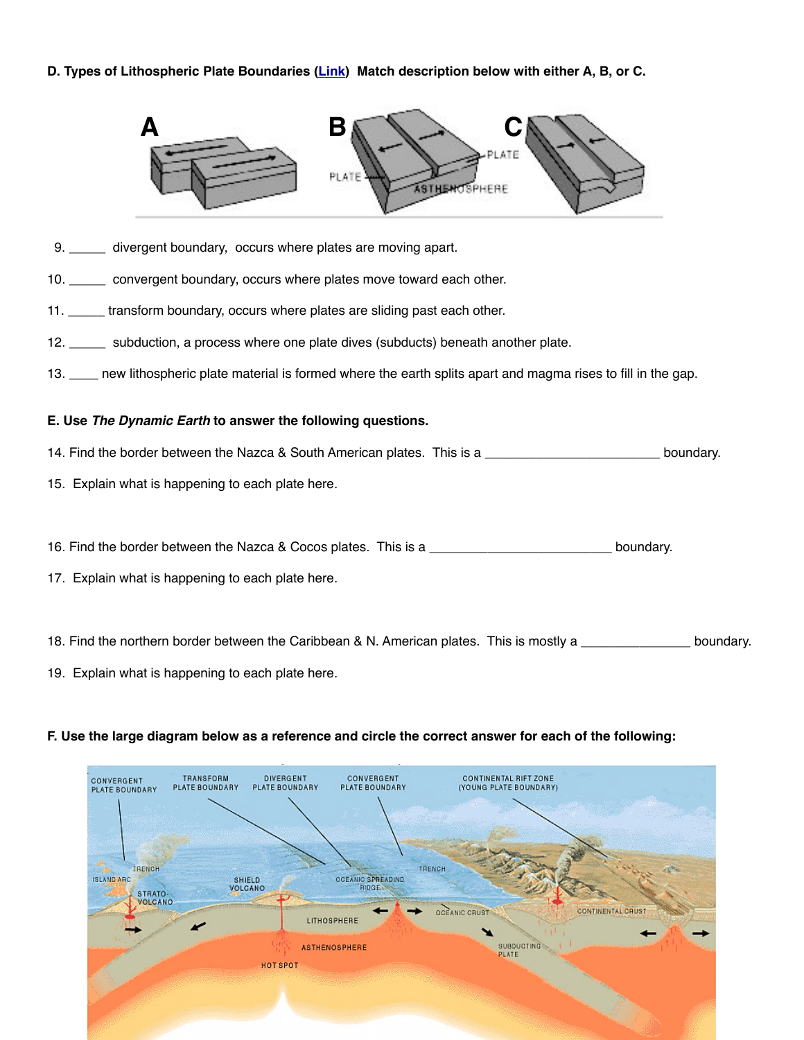**D. Types of Lithospheric Plate Boundaries (Link) Match description below with either A, B, or C.**

9. _____ divergent boundary, occurs where plates are moving apart.

10. _____ convergent boundary, occurs where plates move toward each other.

11. _____ transform boundary, occurs where plates are sliding past each other.

12. _____ subduction, a process where one plate dives (subducts) beneath another plate.

13. ____ new lithospheric plate material is formed where the earth splits apart and magma rises to fill in the gap.

**E. Use *The Dynamic Earth* to answer the following questions.**

14. Find the border between the Nazca & South American plates. This is a ________________________ boundary.

15. Explain what is happening to each plate here.

16. Find the border between the Nazca & Cocos plates. This is a _________________________ boundary.

17. Explain what is happening to each plate here.

18. Find the northern border between the Caribbean & N. American plates. This is mostly a _______________ boundary.

19. Explain what is happening to each plate here.

**F. Use the large diagram below as a reference and circle the correct answer for each of the following:**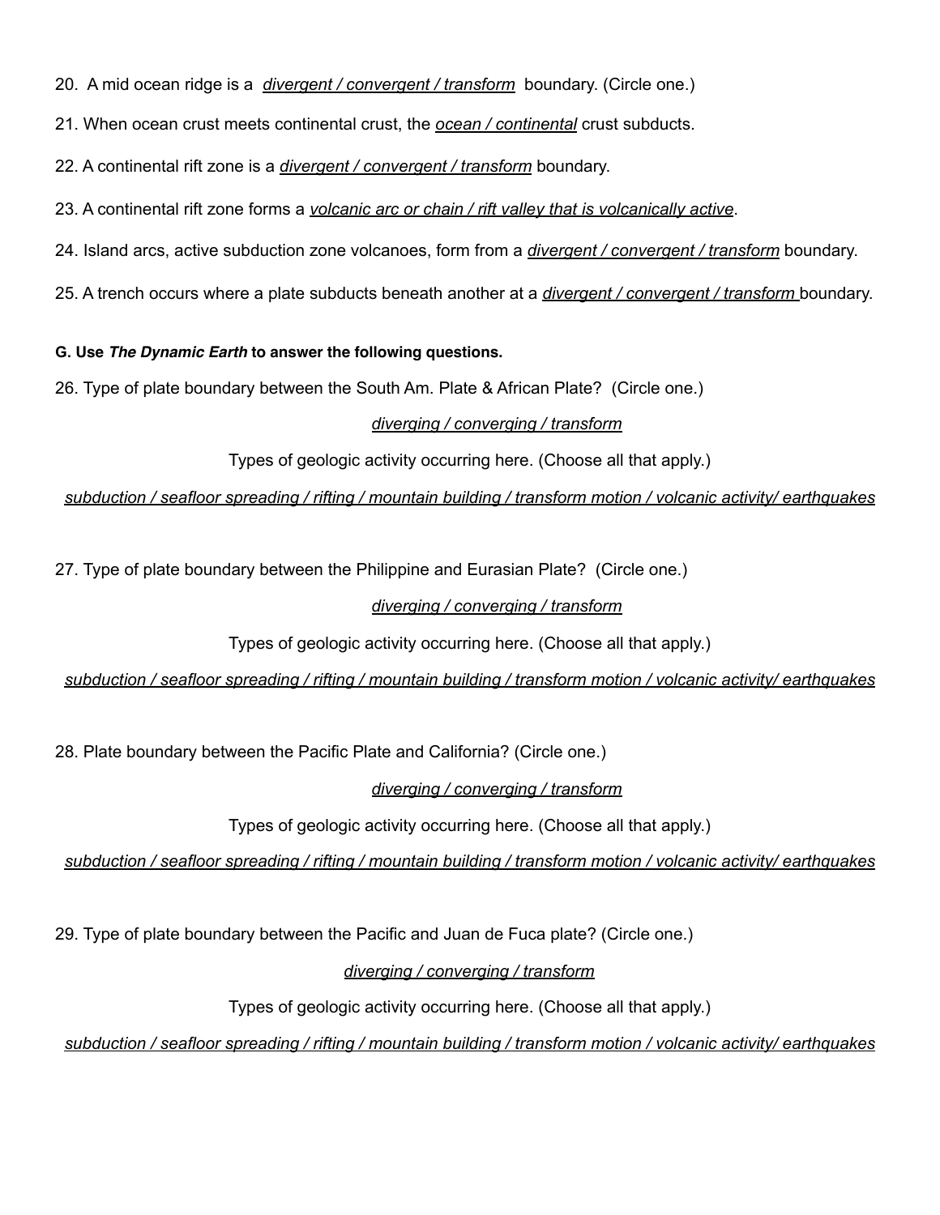20. A mid ocean ridge is a *divergent / convergent / transform* boundary. (Circle one.)

21. When ocean crust meets continental crust, the *ocean / continental* crust subducts.

22. A continental rift zone is a *divergent / convergent / transform* boundary.

23. A continental rift zone forms a *volcanic arc or chain / rift valley that is volcanically active*.

24. Island arcs, active subduction zone volcanoes, form from a *divergent / convergent / transform* boundary.

25. A trench occurs where a plate subducts beneath another at a *divergent / convergent / transform* boundary.

**G. Use *The Dynamic Earth* to answer the following questions.**

26. Type of plate boundary between the South Am. Plate & African Plate? (Circle one.)

*diverging / converging / transform*

Types of geologic activity occurring here. (Choose all that apply.)

*subduction / seafloor spreading / rifting / mountain building / transform motion / volcanic activity/ earthquakes*

27. Type of plate boundary between the Philippine and Eurasian Plate? (Circle one.)

*diverging / converging / transform*

Types of geologic activity occurring here. (Choose all that apply.)

*subduction / seafloor spreading / rifting / mountain building / transform motion / volcanic activity/ earthquakes*

28. Plate boundary between the Pacific Plate and California? (Circle one.)

*diverging / converging / transform*

Types of geologic activity occurring here. (Choose all that apply.)

*subduction / seafloor spreading / rifting / mountain building / transform motion / volcanic activity/ earthquakes*

29. Type of plate boundary between the Pacific and Juan de Fuca plate? (Circle one.)

*diverging / converging / transform*

Types of geologic activity occurring here. (Choose all that apply.)

*subduction / seafloor spreading / rifting / mountain building / transform motion / volcanic activity/ earthquakes*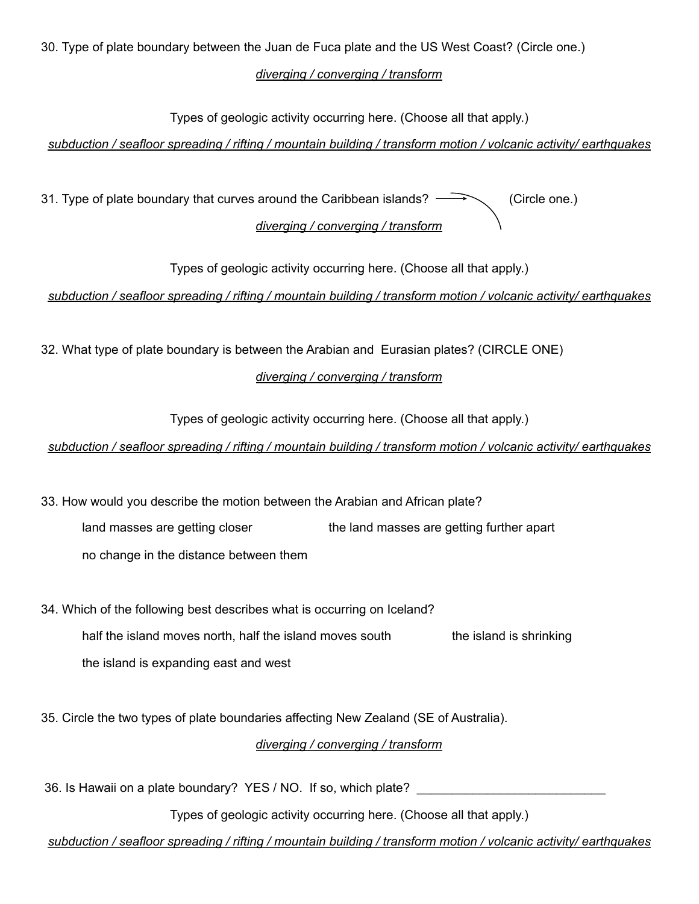30. Type of plate boundary between the Juan de Fuca plate and the US West Coast? (Circle one.)

*diverging / converging / transform*

Types of geologic activity occurring here. (Choose all that apply.)

*subduction / seafloor spreading / rifting / mountain building / transform motion / volcanic activity/ earthquakes*

31. Type of plate boundary that curves around the Caribbean islands? (Circle one.)

*diverging / converging / transform*

Types of geologic activity occurring here. (Choose all that apply.)

*subduction / seafloor spreading / rifting / mountain building / transform motion / volcanic activity/ earthquakes*

32. What type of plate boundary is between the Arabian and Eurasian plates? (CIRCLE ONE)

*diverging / converging / transform*

Types of geologic activity occurring here. (Choose all that apply.)

*subduction / seafloor spreading / rifting / mountain building / transform motion / volcanic activity/ earthquakes*

33. How would you describe the motion between the Arabian and African plate?

land masses are getting closer

the land masses are getting further apart

no change in the distance between them

34. Which of the following best describes what is occurring on Iceland?

half the island moves north, half the island moves south

the island is shrinking

the island is expanding east and west

35. Circle the two types of plate boundaries affecting New Zealand (SE of Australia).

*diverging / converging / transform*

36. Is Hawaii on a plate boundary? YES / NO. If so, which plate? ___________________________

Types of geologic activity occurring here. (Choose all that apply.)

*subduction / seafloor spreading / rifting / mountain building / transform motion / volcanic activity/ earthquakes*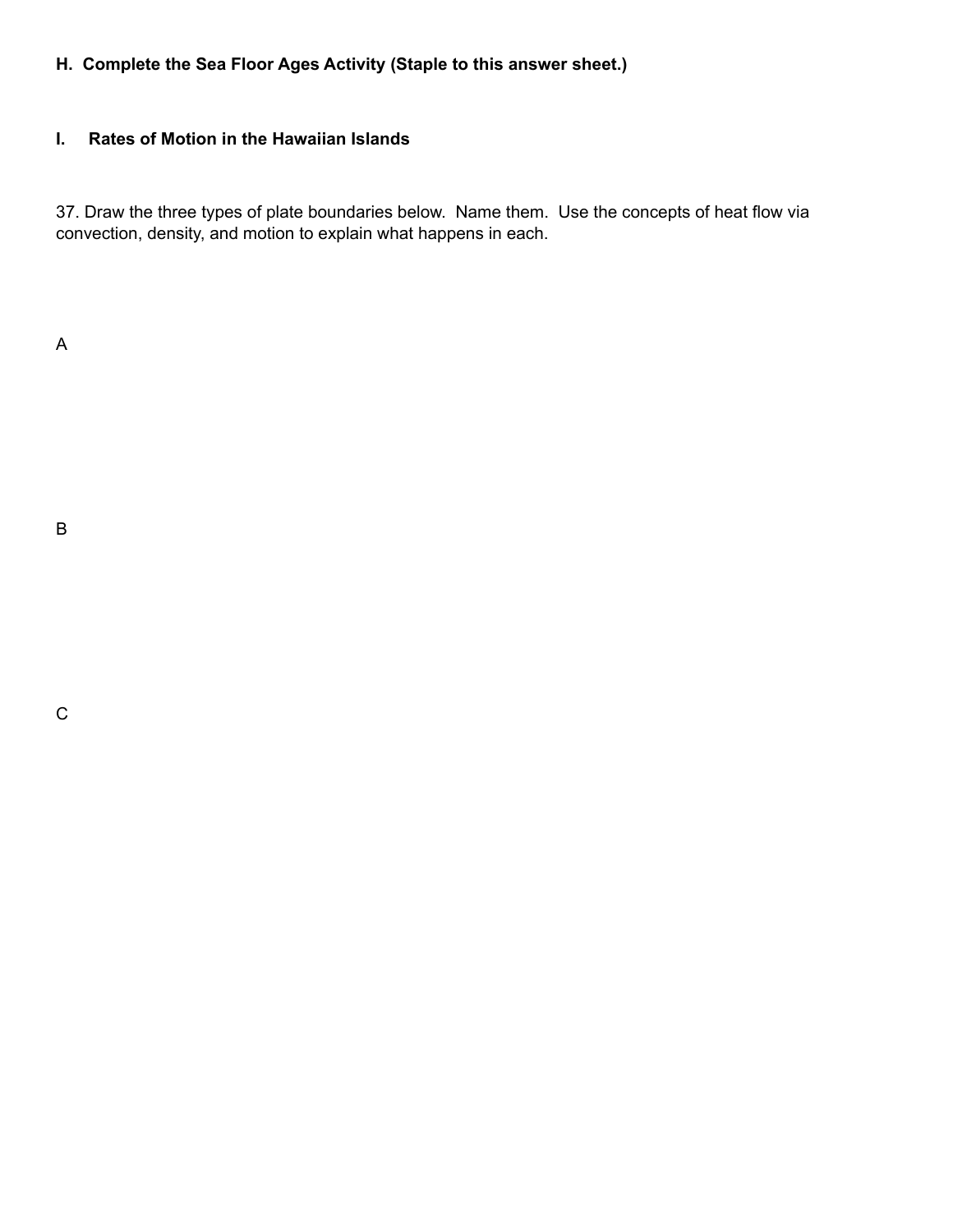**H. Complete the Sea Floor Ages Activity (Staple to this answer sheet.)**

**I. Rates of Motion in the Hawaiian Islands**

37. Draw the three types of plate boundaries below. Name them. Use the concepts of heat flow via convection, density, and motion to explain what happens in each.

A

B

C